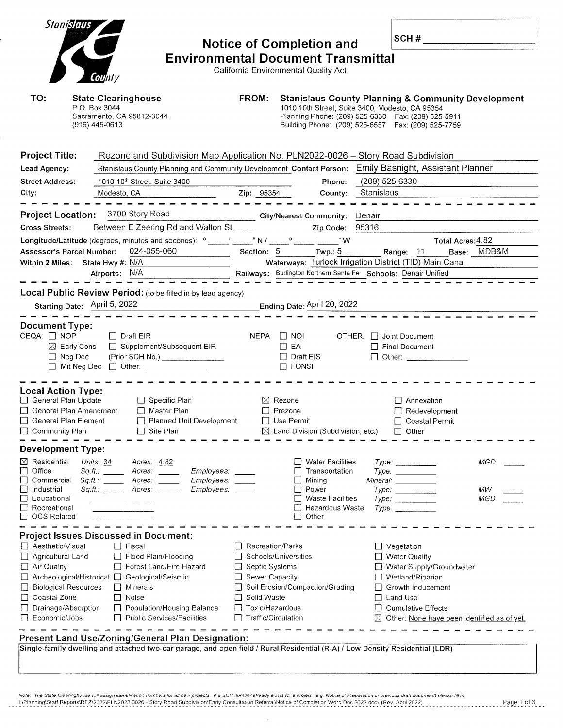Stanislaus County

# Notice of Completion and Environmental Document Transmittal

California Environmental Quality Act

SCH # ____________

**TO:** **State Clearinghouse**
P.O. Box 3044
Sacramento, CA 95812-3044
(916) 445-0613

**FROM:** **Stanislaus County Planning & Community Development**
1010 10th Street, Suite 3400, Modesto, CA 95354
Planning Phone: (209) 525-6330 Fax: (209) 525-5911
Building Phone: (209) 525-6557 Fax: (209) 525-7759

**Project Title:** Rezone and Subdivision Map Application No. PLN2022-0026 – Story Road Subdivision

**Lead Agency:** Stanislaus County Planning and Community Development **Contact Person:** Emily Basnight, Assistant Planner

**Street Address:** 1010 10th Street, Suite 3400 **Phone:** (209) 525-6330

**City:** Modesto, CA **Zip:** 95354 **County:** Stanislaus

---

**Project Location:** 3700 Story Road **City/Nearest Community:** Denair

**Cross Streets:** Between E Zeering Rd and Walton St **Zip Code:** 95316

**Longitude/Latitude** (degrees, minutes and seconds): ___° ___' ___" N / ___° ___' ___" W **Total Acres:** 4.82

**Assessor's Parcel Number:** 024-055-060 **Section:** 5 **Twp.:** 5 **Range:** 11 **Base:** MDB&M

**Within 2 Miles:** State Hwy #: N/A **Waterways:** Turlock Irrigation District (TID) Main Canal

Airports: N/A **Railways:** Burlington Northern Santa Fe **Schools:** Denair Unified

---

**Local Public Review Period:** (to be filled in by lead agency)

Starting Date: April 5, 2022 Ending Date: April 20, 2022

---

**Document Type:**

CEQA:
- ☐ NOP
- ☒ Early Cons
- ☐ Neg Dec
- ☐ Mit Neg Dec
- ☐ Draft EIR
- ☐ Supplement/Subsequent EIR (Prior SCH No.) ____________
- ☐ Other: ____________

NEPA:
- ☐ NOI
- ☐ EA
- ☐ Draft EIS
- ☐ FONSI

OTHER:
- ☐ Joint Document
- ☐ Final Document
- ☐ Other: ____________

---

**Local Action Type:**

- ☐ General Plan Update
- ☐ General Plan Amendment
- ☐ General Plan Element
- ☐ Community Plan
- ☐ Specific Plan
- ☐ Master Plan
- ☐ Planned Unit Development
- ☐ Site Plan
- ☒ Rezone
- ☐ Prezone
- ☐ Use Permit
- ☒ Land Division (Subdivision, etc.)
- ☐ Annexation
- ☐ Redevelopment
- ☐ Coastal Permit
- ☐ Other

---

**Development Type:**

- ☒ Residential *Units:* 34 *Acres:* 4.82
- ☐ Office *Sq.ft.:* ___ *Acres:* ___ *Employees:* ___
- ☐ Commercial *Sq.ft.:* ___ *Acres:* ___ *Employees:* ___
- ☐ Industrial *Sq.ft.:* ___ *Acres:* ___ *Employees:* ___
- ☐ Educational ___
- ☐ Recreational ___
- ☐ OCS Related ___
- ☐ Water Facilities *Type:* ___ *MGD* ___
- ☐ Transportation *Type:* ___
- ☐ Mining *Mineral:* ___
- ☐ Power *Type:* ___ *MW* ___
- ☐ Waste Facilities *Type:* ___ *MGD* ___
- ☐ Hazardous Waste *Type:* ___
- ☐ Other

---

**Project Issues Discussed in Document:**

- ☐ Aesthetic/Visual
- ☐ Agricultural Land
- ☐ Air Quality
- ☐ Archeological/Historical
- ☐ Biological Resources
- ☐ Coastal Zone
- ☐ Drainage/Absorption
- ☐ Economic/Jobs
- ☐ Fiscal
- ☐ Flood Plain/Flooding
- ☐ Forest Land/Fire Hazard
- ☐ Geological/Seismic
- ☐ Minerals
- ☐ Noise
- ☐ Population/Housing Balance
- ☐ Public Services/Facilities
- ☐ Recreation/Parks
- ☐ Schools/Universities
- ☐ Septic Systems
- ☐ Sewer Capacity
- ☐ Soil Erosion/Compaction/Grading
- ☐ Solid Waste
- ☐ Toxic/Hazardous
- ☐ Traffic/Circulation
- ☐ Vegetation
- ☐ Water Quality
- ☐ Water Supply/Groundwater
- ☐ Wetland/Riparian
- ☐ Growth Inducement
- ☐ Land Use
- ☐ Cumulative Effects
- ☒ Other: None have been identified as of yet.

---

**Present Land Use/Zoning/General Plan Designation:**

Single-family dwelling and attached two-car garage, and open field / Rural Residential (R-A) / Low Density Residential (LDR)

*Note: The State Clearinghouse will assign identification numbers for all new projects. If a SCH number already exists for a project, (e.g. Notice of Preparation or previous draft document) please fill in.*

I:\Planning\Staff Reports\REZ\2022\PLN2022-0026 - Story Road Subdivision\Early Consultation Referral\Notice of Completion Word Doc 2022.docx (Rev. April 2022)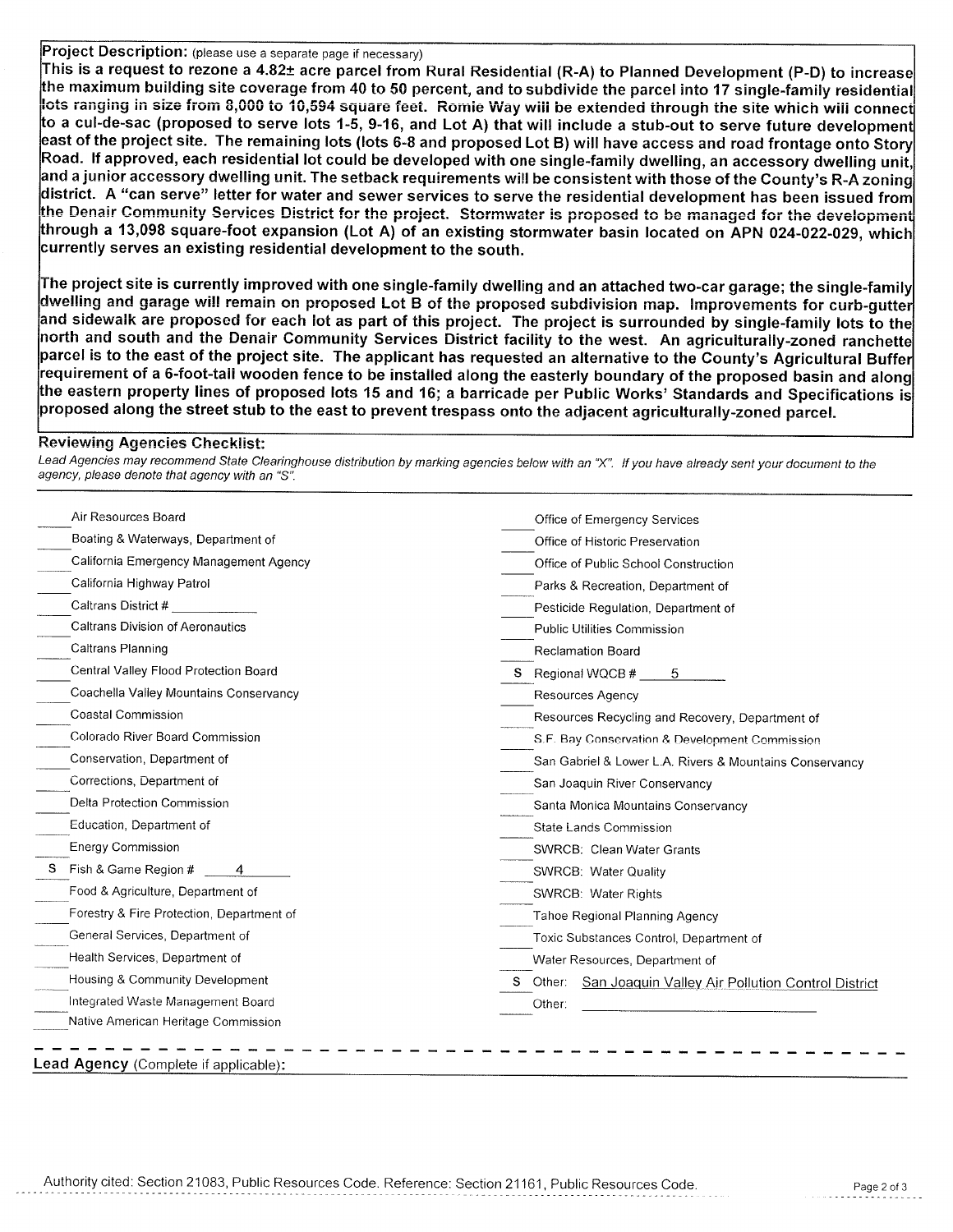**Project Description:** (please use a separate page if necessary)

**This is a request to rezone a 4.82± acre parcel from Rural Residential (R-A) to Planned Development (P-D) to increase the maximum building site coverage from 40 to 50 percent, and to subdivide the parcel into 17 single-family residential lots ranging in size from 8,000 to 10,594 square feet. Romie Way will be extended through the site which will connect to a cul-de-sac (proposed to serve lots 1-5, 9-16, and Lot A) that will include a stub-out to serve future development east of the project site. The remaining lots (lots 6-8 and proposed Lot B) will have access and road frontage onto Story Road. If approved, each residential lot could be developed with one single-family dwelling, an accessory dwelling unit, and a junior accessory dwelling unit. The setback requirements will be consistent with those of the County's R-A zoning district. A "can serve" letter for water and sewer services to serve the residential development has been issued from the Denair Community Services District for the project. Stormwater is proposed to be managed for the development through a 13,098 square-foot expansion (Lot A) of an existing stormwater basin located on APN 024-022-029, which currently serves an existing residential development to the south.**

**The project site is currently improved with one single-family dwelling and an attached two-car garage; the single-family dwelling and garage will remain on proposed Lot B of the proposed subdivision map. Improvements for curb-gutter and sidewalk are proposed for each lot as part of this project. The project is surrounded by single-family lots to the north and south and the Denair Community Services District facility to the west. An agriculturally-zoned ranchette parcel is to the east of the project site. The applicant has requested an alternative to the County's Agricultural Buffer requirement of a 6-foot-tall wooden fence to be installed along the easterly boundary of the proposed basin and along the eastern property lines of proposed lots 15 and 16; a barricade per Public Works' Standards and Specifications is proposed along the street stub to the east to prevent trespass onto the adjacent agriculturally-zoned parcel.**

**Reviewing Agencies Checklist:**

*Lead Agencies may recommend State Clearinghouse distribution by marking agencies below with an "X". If you have already sent your document to the agency, please denote that agency with an "S".*

| Mark | Agency | Mark | Agency |
|---|---|---|---|
| | Air Resources Board | | Office of Emergency Services |
| | Boating & Waterways, Department of | | Office of Historic Preservation |
| | California Emergency Management Agency | | Office of Public School Construction |
| | California Highway Patrol | | Parks & Recreation, Department of |
| | Caltrans District # ______ | | Pesticide Regulation, Department of |
| | Caltrans Division of Aeronautics | | Public Utilities Commission |
| | Caltrans Planning | | Reclamation Board |
| | Central Valley Flood Protection Board | S | Regional WQCB # 5 |
| | Coachella Valley Mountains Conservancy | | Resources Agency |
| | Coastal Commission | | Resources Recycling and Recovery, Department of |
| | Colorado River Board Commission | | S.F. Bay Conservation & Development Commission |
| | Conservation, Department of | | San Gabriel & Lower L.A. Rivers & Mountains Conservancy |
| | Corrections, Department of | | San Joaquin River Conservancy |
| | Delta Protection Commission | | Santa Monica Mountains Conservancy |
| | Education, Department of | | State Lands Commission |
| | Energy Commission | | SWRCB: Clean Water Grants |
| S | Fish & Game Region # 4 | | SWRCB: Water Quality |
| | Food & Agriculture, Department of | | SWRCB: Water Rights |
| | Forestry & Fire Protection, Department of | | Tahoe Regional Planning Agency |
| | General Services, Department of | | Toxic Substances Control, Department of |
| | Health Services, Department of | | Water Resources, Department of |
| | Housing & Community Development | S | Other: San Joaquin Valley Air Pollution Control District |
| | Integrated Waste Management Board | | Other: ______ |
| | Native American Heritage Commission | | |

**Lead Agency** (Complete if applicable):

Authority cited: Section 21083, Public Resources Code. Reference: Section 21161, Public Resources Code.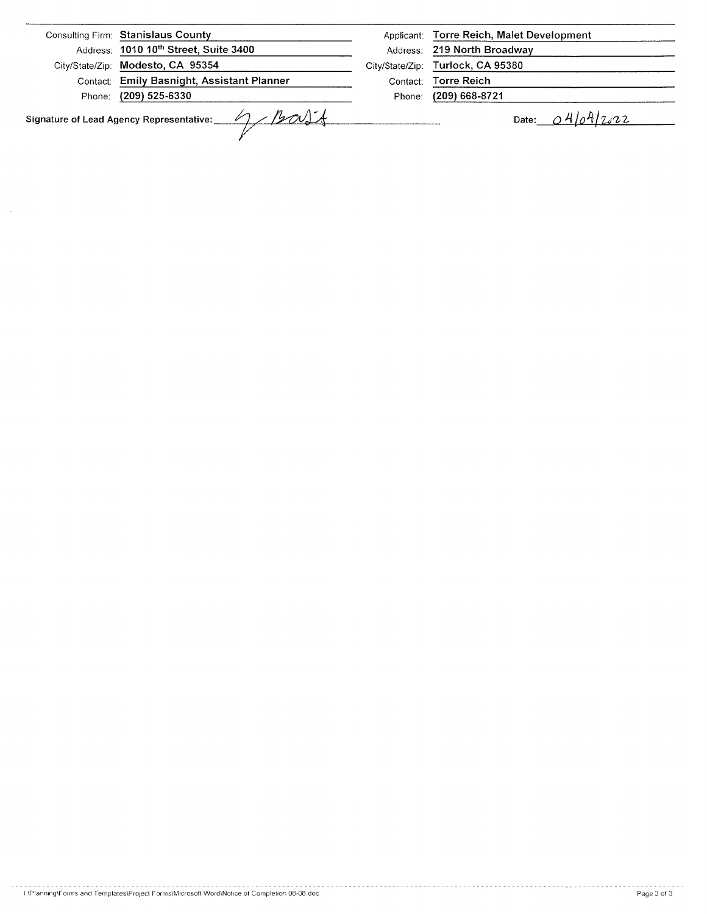| | | | |
|---|---|---|---|
| Consulting Firm: | Stanislaus County | Applicant: | Torre Reich, Malet Development |
| Address: | 1010 10th Street, Suite 3400 | Address: | 219 North Broadway |
| City/State/Zip: | Modesto, CA 95354 | City/State/Zip: | Turlock, CA 95380 |
| Contact: | Emily Basnight, Assistant Planner | Contact: | Torre Reich |
| Phone: | (209) 525-6330 | Phone: | (209) 668-8721 |

Signature of Lead Agency Representative: E. Basnight

Date: 04/04/2022

I:\Planning\Forms and Templates\Project Forms\Microsoft Word\Notice of Completion 08-08.doc